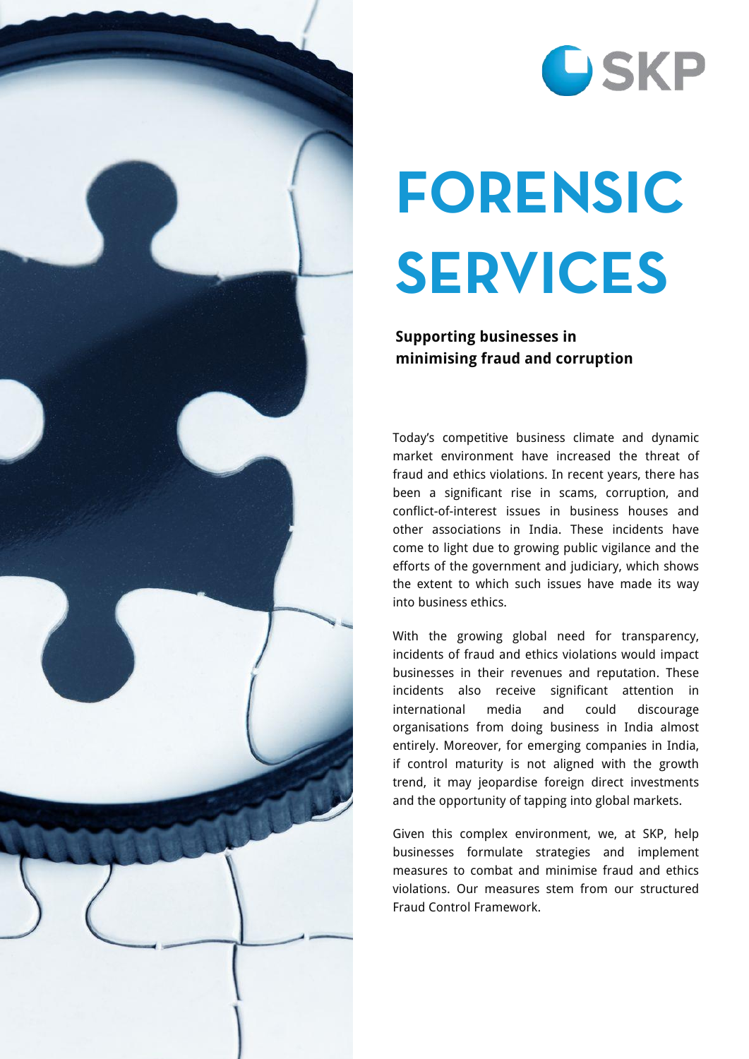SKP

# FORENSIC SERVICES

**Supporting businesses in minimising fraud and corruption**

Today's competitive business climate and dynamic market environment have increased the threat of fraud and ethics violations. In recent years, there has been a significant rise in scams, corruption, and conflict-of-interest issues in business houses and other associations in India. These incidents have come to light due to growing public vigilance and the efforts of the government and judiciary, which shows the extent to which such issues have made its way into business ethics.

With the growing global need for transparency, incidents of fraud and ethics violations would impact businesses in their revenues and reputation. These incidents also receive significant attention in international media and could discourage organisations from doing business in India almost entirely. Moreover, for emerging companies in India, if control maturity is not aligned with the growth trend, it may jeopardise foreign direct investments and the opportunity of tapping into global markets.

Given this complex environment, we, at SKP, help businesses formulate strategies and implement measures to combat and minimise fraud and ethics violations. Our measures stem from our structured Fraud Control Framework.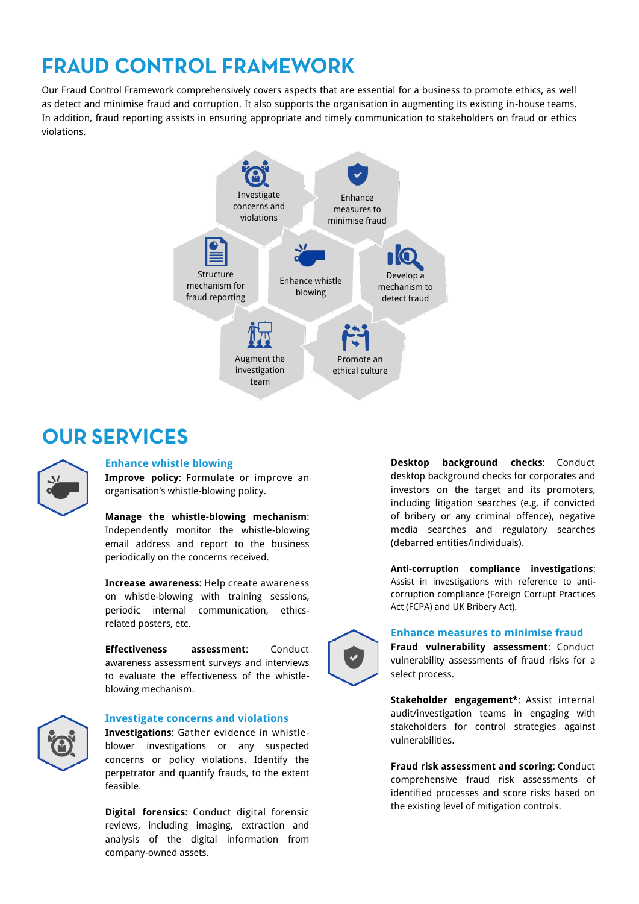# FRAUD CONTROL FRAMEWORK

Our Fraud Control Framework comprehensively covers aspects that are essential for a business to promote ethics, as well as detect and minimise fraud and corruption. It also supports the organisation in augmenting its existing in-house teams. In addition, fraud reporting assists in ensuring appropriate and timely communication to stakeholders on fraud or ethics violations.

Investigate concerns and violations

Enhance measures to minimise fraud

Structure mechanism for fraud reporting

Enhance whistle blowing

Develop a mechanism to detect fraud

Augment the investigation team

Promote an ethical culture

# OUR SERVICES

### Enhance whistle blowing

**Improve policy**: Formulate or improve an organisation's whistle-blowing policy.

**Manage the whistle-blowing mechanism**: Independently monitor the whistle-blowing email address and report to the business periodically on the concerns received.

**Increase awareness**: Help create awareness on whistle-blowing with training sessions, periodic internal communication, ethics-related posters, etc.

**Effectiveness assessment**: Conduct awareness assessment surveys and interviews to evaluate the effectiveness of the whistle-blowing mechanism.

### Investigate concerns and violations

**Investigations**: Gather evidence in whistle-blower investigations or any suspected concerns or policy violations. Identify the perpetrator and quantify frauds, to the extent feasible.

**Digital forensics**: Conduct digital forensic reviews, including imaging, extraction and analysis of the digital information from company-owned assets.

**Desktop background checks**: Conduct desktop background checks for corporates and investors on the target and its promoters, including litigation searches (e.g. if convicted of bribery or any criminal offence), negative media searches and regulatory searches (debarred entities/individuals).

**Anti-corruption compliance investigations**: Assist in investigations with reference to anti-corruption compliance (Foreign Corrupt Practices Act (FCPA) and UK Bribery Act).

### Enhance measures to minimise fraud

**Fraud vulnerability assessment**: Conduct vulnerability assessments of fraud risks for a select process.

**Stakeholder engagement***: Assist internal audit/investigation teams in engaging with stakeholders for control strategies against vulnerabilities.

**Fraud risk assessment and scoring**: Conduct comprehensive fraud risk assessments of identified processes and score risks based on the existing level of mitigation controls.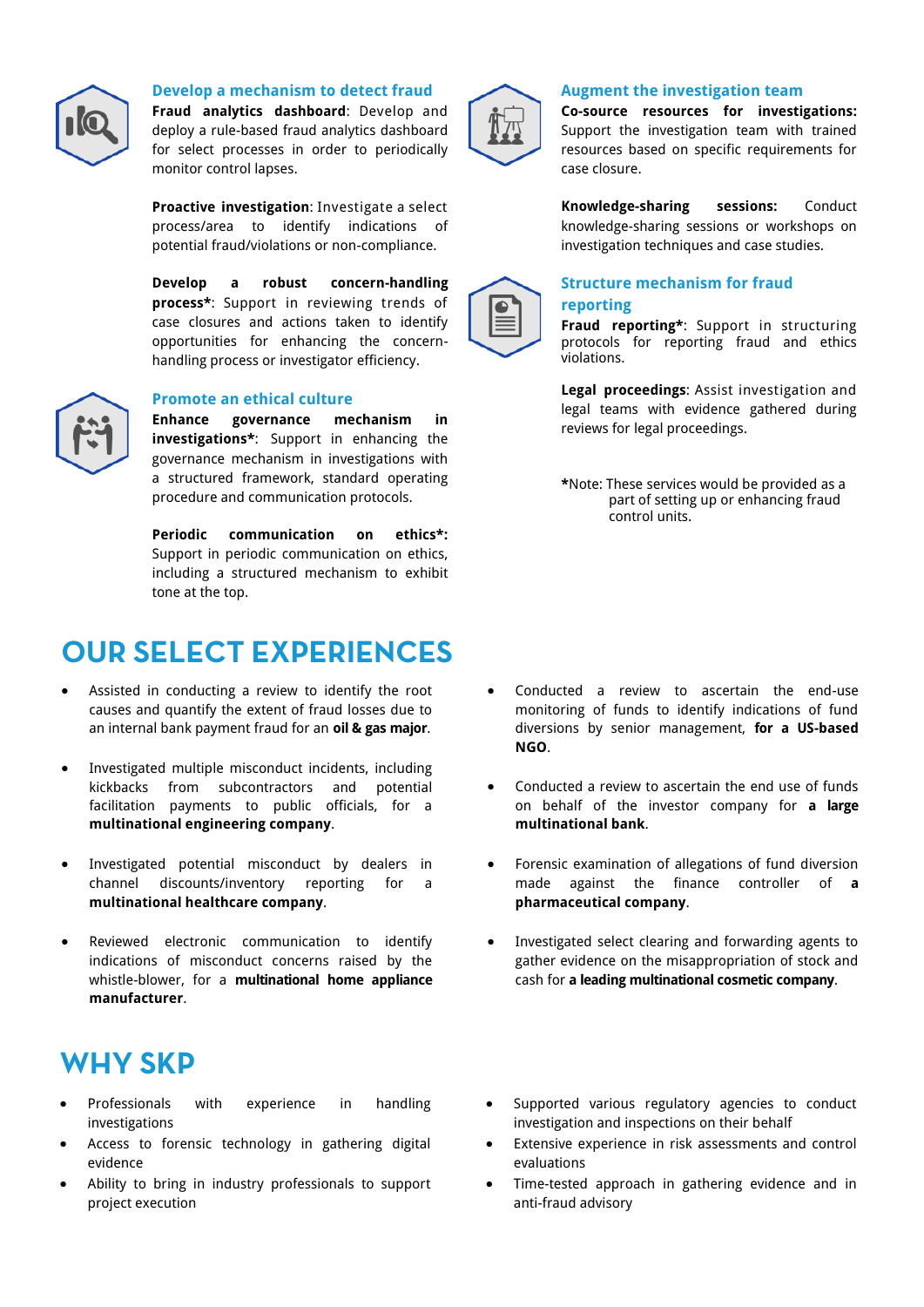### Develop a mechanism to detect fraud

**Fraud analytics dashboard**: Develop and deploy a rule-based fraud analytics dashboard for select processes in order to periodically monitor control lapses.

**Proactive investigation**: Investigate a select process/area to identify indications of potential fraud/violations or non-compliance.

**Develop a robust concern-handling process***: Support in reviewing trends of case closures and actions taken to identify opportunities for enhancing the concern-handling process or investigator efficiency.

### Promote an ethical culture

**Enhance governance mechanism in investigations***: Support in enhancing the governance mechanism in investigations with a structured framework, standard operating procedure and communication protocols.

**Periodic communication on ethics***: Support in periodic communication on ethics, including a structured mechanism to exhibit tone at the top.

### Augment the investigation team

**Co-source resources for investigations:** Support the investigation team with trained resources based on specific requirements for case closure.

**Knowledge-sharing sessions:** Conduct knowledge-sharing sessions or workshops on investigation techniques and case studies.

### Structure mechanism for fraud reporting

**Fraud reporting***: Support in structuring protocols for reporting fraud and ethics violations.

**Legal proceedings**: Assist investigation and legal teams with evidence gathered during reviews for legal proceedings.

*Note: These services would be provided as a part of setting up or enhancing fraud control units.

# OUR SELECT EXPERIENCES

- Assisted in conducting a review to identify the root causes and quantify the extent of fraud losses due to an internal bank payment fraud for an **oil & gas major**.
- Investigated multiple misconduct incidents, including kickbacks from subcontractors and potential facilitation payments to public officials, for a **multinational engineering company**.
- Investigated potential misconduct by dealers in channel discounts/inventory reporting for a **multinational healthcare company**.
- Reviewed electronic communication to identify indications of misconduct concerns raised by the whistle-blower, for a **multinational home appliance manufacturer**.
- Conducted a review to ascertain the end-use monitoring of funds to identify indications of fund diversions by senior management, **for a US-based NGO**.
- Conducted a review to ascertain the end use of funds on behalf of the investor company for **a large multinational bank**.
- Forensic examination of allegations of fund diversion made against the finance controller of **a pharmaceutical company**.
- Investigated select clearing and forwarding agents to gather evidence on the misappropriation of stock and cash for **a leading multinational cosmetic company**.

# WHY SKP

- Professionals with experience in handling investigations
- Access to forensic technology in gathering digital evidence
- Ability to bring in industry professionals to support project execution
- Supported various regulatory agencies to conduct investigation and inspections on their behalf
- Extensive experience in risk assessments and control evaluations
- Time-tested approach in gathering evidence and in anti-fraud advisory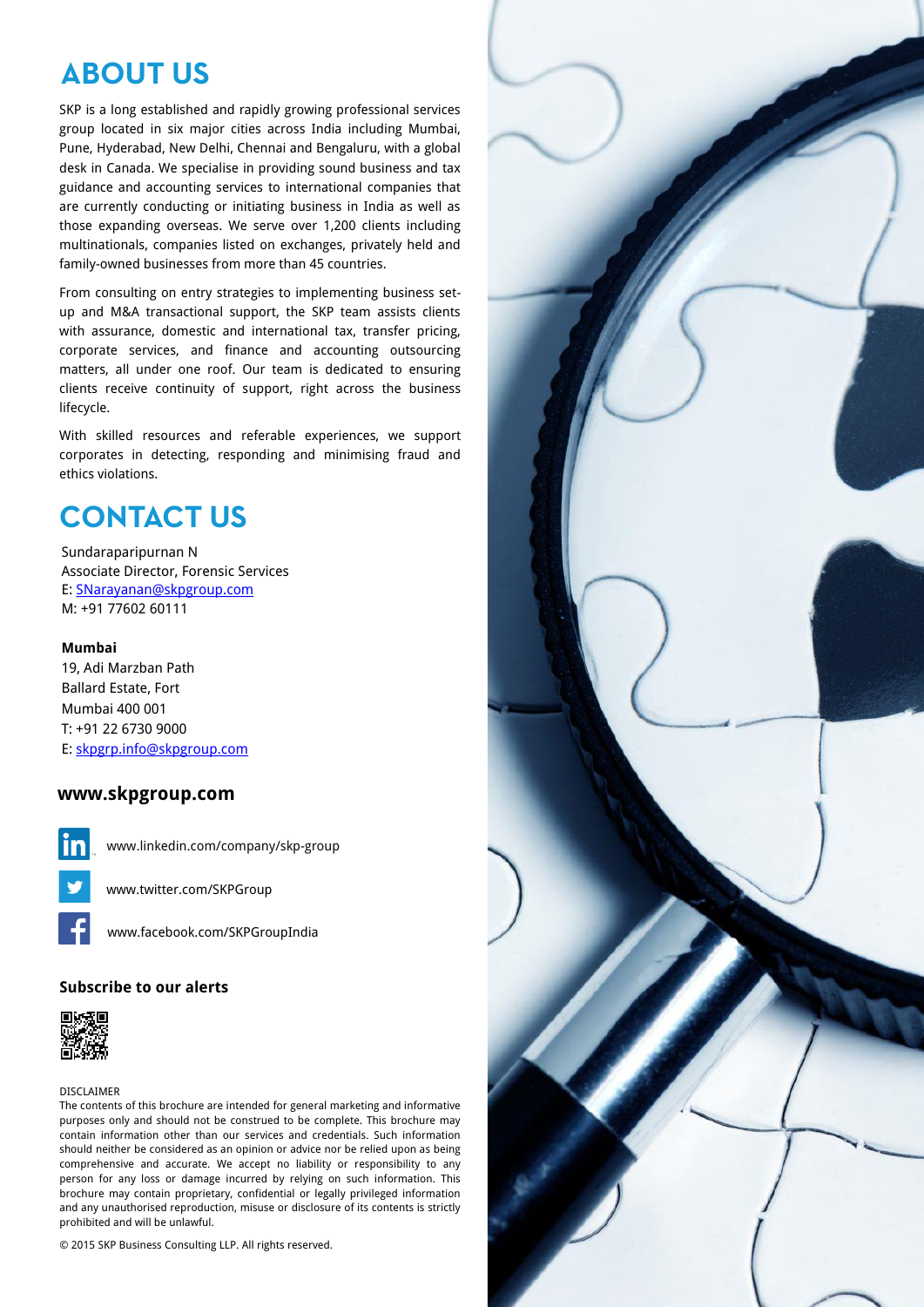# ABOUT US

SKP is a long established and rapidly growing professional services group located in six major cities across India including Mumbai, Pune, Hyderabad, New Delhi, Chennai and Bengaluru, with a global desk in Canada. We specialise in providing sound business and tax guidance and accounting services to international companies that are currently conducting or initiating business in India as well as those expanding overseas. We serve over 1,200 clients including multinationals, companies listed on exchanges, privately held and family-owned businesses from more than 45 countries.

From consulting on entry strategies to implementing business set-up and M&A transactional support, the SKP team assists clients with assurance, domestic and international tax, transfer pricing, corporate services, and finance and accounting outsourcing matters, all under one roof. Our team is dedicated to ensuring clients receive continuity of support, right across the business lifecycle.

With skilled resources and referable experiences, we support corporates in detecting, responding and minimising fraud and ethics violations.

# CONTACT US

Sundaraparipurnan N
Associate Director, Forensic Services
E: SNarayanan@skpgroup.com
M: +91 77602 60111

**Mumbai**
19, Adi Marzban Path
Ballard Estate, Fort
Mumbai 400 001
T: +91 22 6730 9000
E: skpgrp.info@skpgroup.com

## www.skpgroup.com

www.linkedin.com/company/skp-group

www.twitter.com/SKPGroup

www.facebook.com/SKPGroupIndia

### Subscribe to our alerts

DISCLAIMER
The contents of this brochure are intended for general marketing and informative purposes only and should not be construed to be complete. This brochure may contain information other than our services and credentials. Such information should neither be considered as an opinion or advice nor be relied upon as being comprehensive and accurate. We accept no liability or responsibility to any person for any loss or damage incurred by relying on such information. This brochure may contain proprietary, confidential or legally privileged information and any unauthorised reproduction, misuse or disclosure of its contents is strictly prohibited and will be unlawful.

© 2015 SKP Business Consulting LLP. All rights reserved.